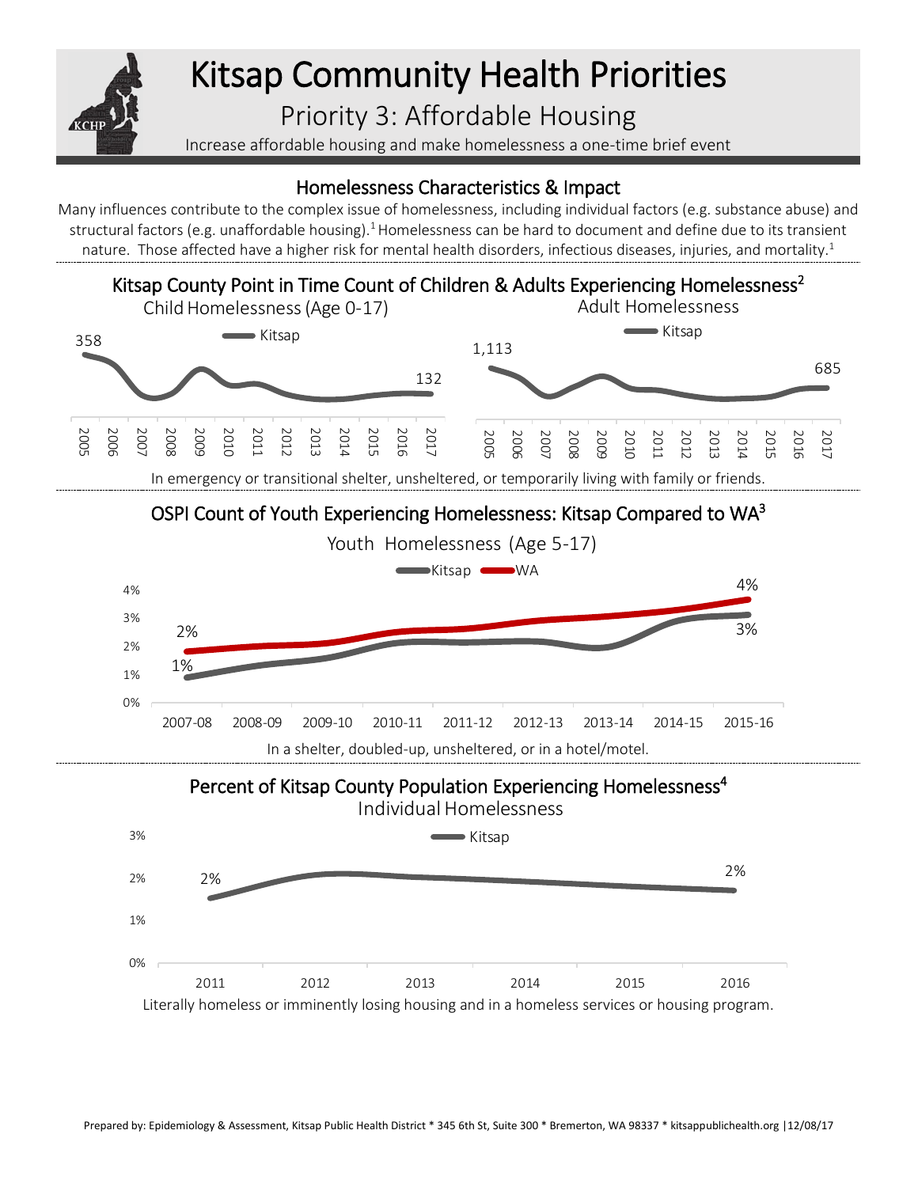# Kitsap Community Health Priorities

## Priority 3: Affordable Housing

Increase affordable housing and make homelessness a one-time brief event

### Homelessness Characteristics & Impact

Many influences contribute to the complex issue of homelessness, including individual factors (e.g. substance abuse) and structural factors (e.g. unaffordable housing).[1] Homelessness can be hard to document and define due to its transient nature. Those affected have a higher risk for mental health disorders, infectious diseases, injuries, and mortality.[1]

### Kitsap County Point in Time Count of Children & Adults Experiencing Homelessness[2]

Child Homelessness (Age 0-17)

Kitsap

358

132

2005 2006 2007 2008 2009 2010 2011 2012 2013 2014 2015 2016 2017

Adult Homelessness

Kitsap

1,113

685

2005 2006 2007 2008 2009 2010 2011 2012 2013 2014 2015 2016 2017

In emergency or transitional shelter, unsheltered, or temporarily living with family or friends.

### OSPI Count of Youth Experiencing Homelessness: Kitsap Compared to WA[3]

Youth Homelessness (Age 5-17)

Kitsap WA

4%

2%

1%

3%

0% 1% 2% 3% 4%

2007-08 2008-09 2009-10 2010-11 2011-12 2012-13 2013-14 2014-15 2015-16

In a shelter, doubled-up, unsheltered, or in a hotel/motel.

### Percent of Kitsap County Population Experiencing Homelessness[4]

Individual Homelessness

Kitsap

2%

2%

0% 1% 2% 3%

2011 2012 2013 2014 2015 2016

Literally homeless or imminently losing housing and in a homeless services or housing program.

Prepared by: Epidemiology & Assessment, Kitsap Public Health District * 345 6th St, Suite 300 * Bremerton, WA 98337 * kitsappublichealth.org |12/08/17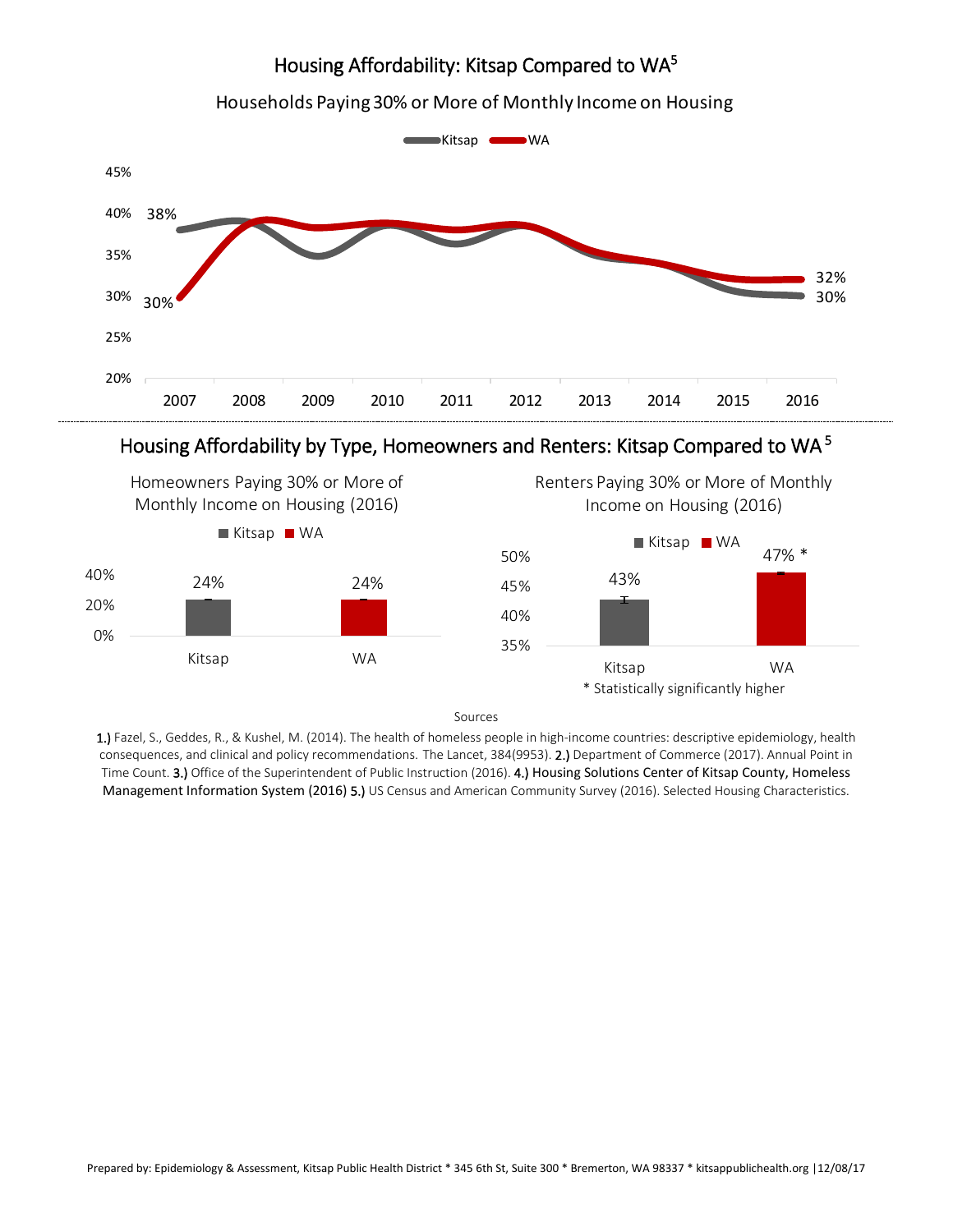## Housing Affordability: Kitsap Compared to WA[5]

Households Paying 30% or More of Monthly Income on Housing

Kitsap WA

45%
40%
35%
30%
25%
20%

38%
30%
32%
30%

2007 2008 2009 2010 2011 2012 2013 2014 2015 2016

## Housing Affordability by Type, Homeowners and Renters: Kitsap Compared to WA[5]

Homeowners Paying 30% or More of Monthly Income on Housing (2016)

Kitsap WA

40%
20%
0%

24%
24%

Kitsap WA

Renters Paying 30% or More of Monthly Income on Housing (2016)

Kitsap WA

50%
45%
40%
35%

43%
47% *

Kitsap WA

* Statistically significantly higher

Sources

**1.)** Fazel, S., Geddes, R., & Kushel, M. (2014). The health of homeless people in high-income countries: descriptive epidemiology, health consequences, and clinical and policy recommendations. The Lancet, 384(9953). **2.)** Department of Commerce (2017). Annual Point in Time Count. **3.)** Office of the Superintendent of Public Instruction (2016). **4.)** Housing Solutions Center of Kitsap County, Homeless Management Information System (2016) **5.)** US Census and American Community Survey (2016). Selected Housing Characteristics.

Prepared by: Epidemiology & Assessment, Kitsap Public Health District * 345 6th St, Suite 300 * Bremerton, WA 98337 * kitsappublichealth.org |12/08/17